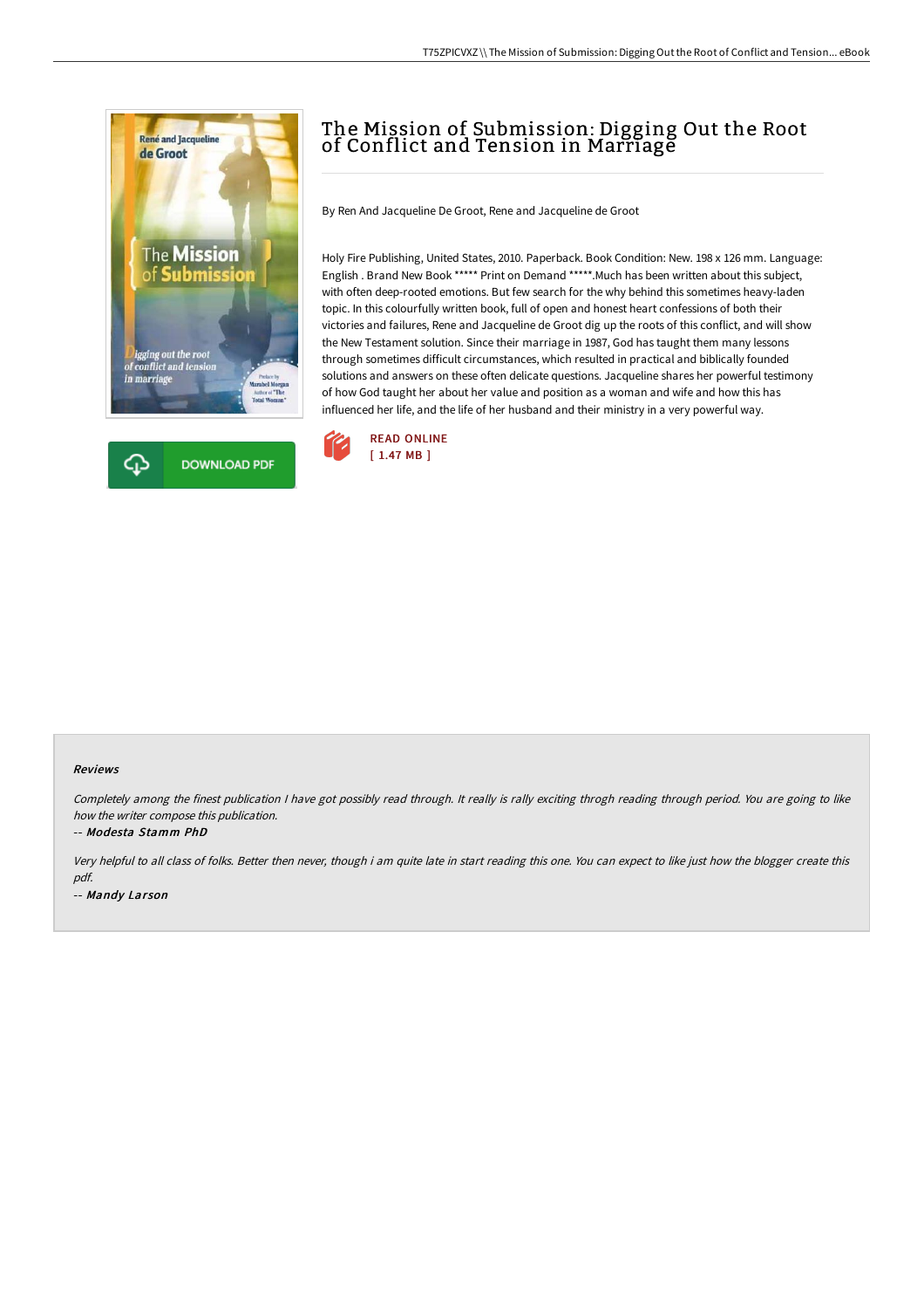# The Mission of Submission: Digging Out the Root of Conflict and Tension in Marriage

By Ren And Jacqueline De Groot, Rene and Jacqueline de Groot

Holy Fire Publishing, United States, 2010. Paperback. Book Condition: New. 198 x 126 mm. Language: English . Brand New Book ***** Print on Demand *****.Much has been written about this subject, with often deep-rooted emotions. But few search for the why behind this sometimes heavy-laden topic. In this colourfully written book, full of open and honest heart confessions of both their victories and failures, Rene and Jacqueline de Groot dig up the roots of this conflict, and will show the New Testament solution. Since their marriage in 1987, God has taught them many lessons through sometimes difficult circumstances, which resulted in practical and biblically founded solutions and answers on these often delicate questions. Jacqueline shares her powerful testimony of how God taught her about her value and position as a woman and wife and how this has influenced her life, and the life of her husband and their ministry in a very powerful way.

READ ONLINE
[ 1.47 MB ]

DOWNLOAD PDF

### Reviews

*Completely among the finest publication I have got possibly read through. It really is rally exciting throgh reading through period. You are going to like how the writer compose this publication.*

-- *Modesta Stamm PhD*

*Very helpful to all class of folks. Better then never, though i am quite late in start reading this one. You can expect to like just how the blogger create this pdf.*

-- *Mandy Larson*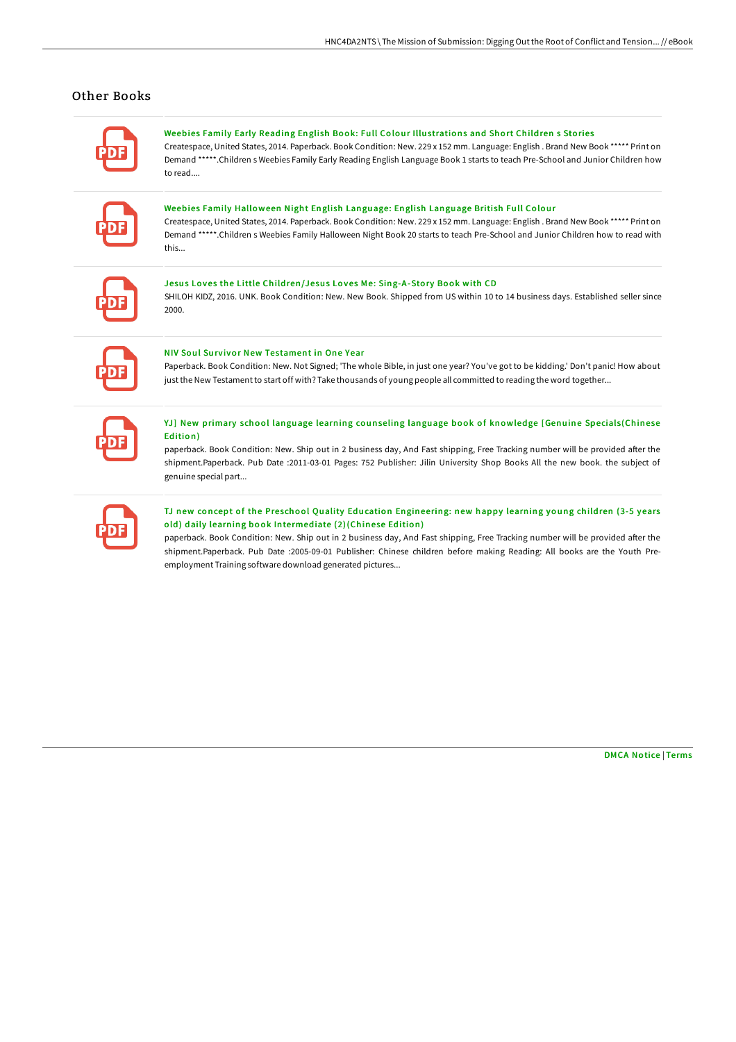## Other Books

### Weebies Family Early Reading English Book: Full Colour Illustrations and Short Children s Stories

Createspace, United States, 2014. Paperback. Book Condition: New. 229 x 152 mm. Language: English . Brand New Book ***** Print on Demand *****.Children s Weebies Family Early Reading English Language Book 1 starts to teach Pre-School and Junior Children how to read....

### Weebies Family Halloween Night English Language: English Language British Full Colour

Createspace, United States, 2014. Paperback. Book Condition: New. 229 x 152 mm. Language: English . Brand New Book ***** Print on Demand *****.Children s Weebies Family Halloween Night Book 20 starts to teach Pre-School and Junior Children how to read with this...

### Jesus Loves the Little Children/Jesus Loves Me: Sing-A-Story Book with CD

SHILOH KIDZ, 2016. UNK. Book Condition: New. New Book. Shipped from US within 10 to 14 business days. Established seller since 2000.

### NIV Soul Survivor New Testament in One Year

Paperback. Book Condition: New. Not Signed; 'The whole Bible, in just one year? You've got to be kidding.' Don't panic! How about just the New Testament to start off with? Take thousands of young people all committed to reading the word together...

### YJ] New primary school language learning counseling language book of knowledge [Genuine Specials(Chinese Edition)

paperback. Book Condition: New. Ship out in 2 business day, And Fast shipping, Free Tracking number will be provided after the shipment.Paperback. Pub Date :2011-03-01 Pages: 752 Publisher: Jilin University Shop Books All the new book. the subject of genuine special part...

### TJ new concept of the Preschool Quality Education Engineering: new happy learning young children (3-5 years old) daily learning book Intermediate (2)(Chinese Edition)

paperback. Book Condition: New. Ship out in 2 business day, And Fast shipping, Free Tracking number will be provided after the shipment.Paperback. Pub Date :2005-09-01 Publisher: Chinese children before making Reading: All books are the Youth Pre-employment Training software download generated pictures...